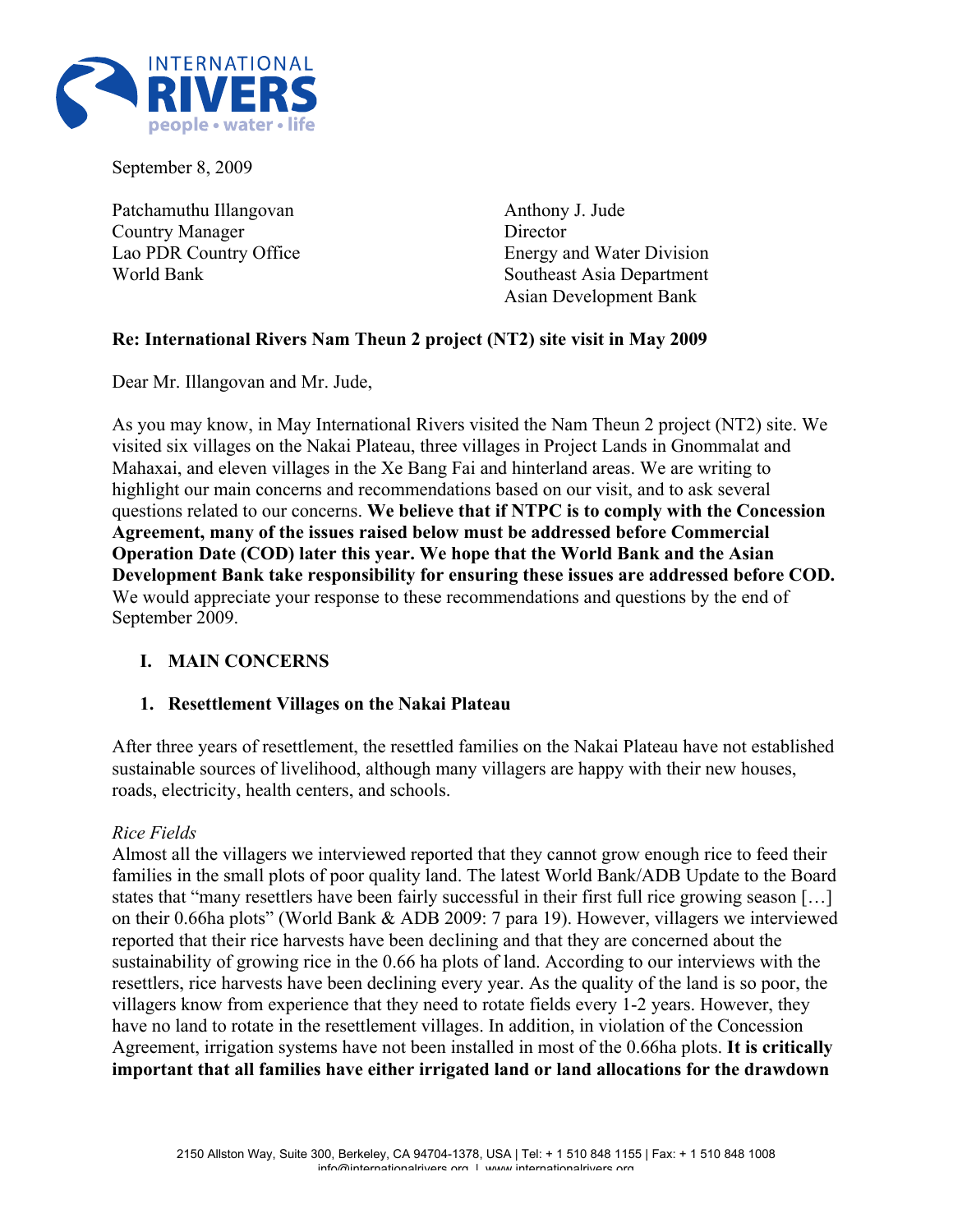INTERNATIONAL RIVERS
people • water • life

September 8, 2009

Patchamuthu Illangovan
Country Manager
Lao PDR Country Office
World Bank

Anthony J. Jude
Director
Energy and Water Division
Southeast Asia Department
Asian Development Bank

**Re: International Rivers Nam Theun 2 project (NT2) site visit in May 2009**

Dear Mr. Illangovan and Mr. Jude,

As you may know, in May International Rivers visited the Nam Theun 2 project (NT2) site. We visited six villages on the Nakai Plateau, three villages in Project Lands in Gnommalat and Mahaxai, and eleven villages in the Xe Bang Fai and hinterland areas. We are writing to highlight our main concerns and recommendations based on our visit, and to ask several questions related to our concerns. **We believe that if NTPC is to comply with the Concession Agreement, many of the issues raised below must be addressed before Commercial Operation Date (COD) later this year. We hope that the World Bank and the Asian Development Bank take responsibility for ensuring these issues are addressed before COD.** We would appreciate your response to these recommendations and questions by the end of September 2009.

## I. MAIN CONCERNS

### 1. Resettlement Villages on the Nakai Plateau

After three years of resettlement, the resettled families on the Nakai Plateau have not established sustainable sources of livelihood, although many villagers are happy with their new houses, roads, electricity, health centers, and schools.

*Rice Fields*

Almost all the villagers we interviewed reported that they cannot grow enough rice to feed their families in the small plots of poor quality land. The latest World Bank/ADB Update to the Board states that "many resettlers have been fairly successful in their first full rice growing season […] on their 0.66ha plots" (World Bank & ADB 2009: 7 para 19). However, villagers we interviewed reported that their rice harvests have been declining and that they are concerned about the sustainability of growing rice in the 0.66 ha plots of land. According to our interviews with the resettlers, rice harvests have been declining every year. As the quality of the land is so poor, the villagers know from experience that they need to rotate fields every 1-2 years. However, they have no land to rotate in the resettlement villages. In addition, in violation of the Concession Agreement, irrigation systems have not been installed in most of the 0.66ha plots. **It is critically important that all families have either irrigated land or land allocations for the drawdown**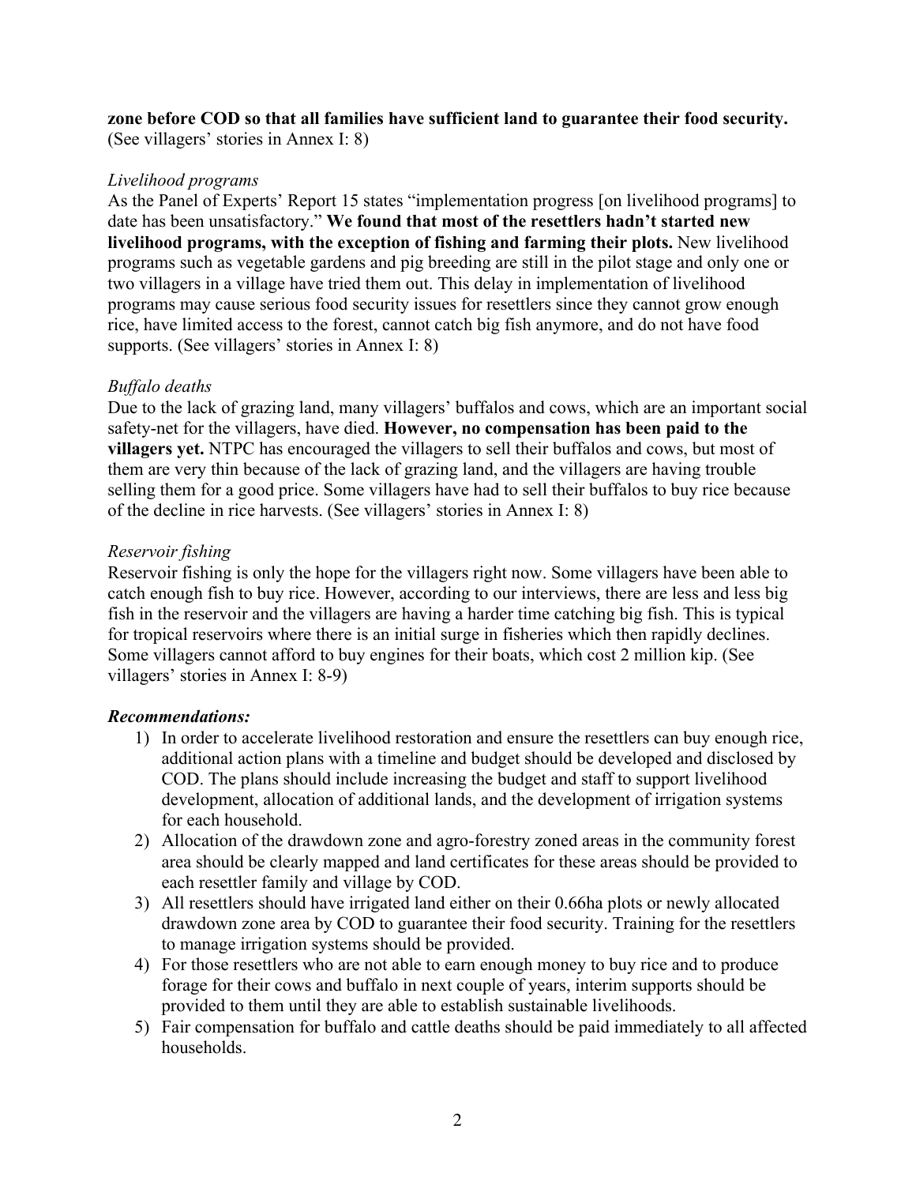**zone before COD so that all families have sufficient land to guarantee their food security.** (See villagers' stories in Annex I: 8)

*Livelihood programs*

As the Panel of Experts' Report 15 states "implementation progress [on livelihood programs] to date has been unsatisfactory." **We found that most of the resettlers hadn't started new livelihood programs, with the exception of fishing and farming their plots.** New livelihood programs such as vegetable gardens and pig breeding are still in the pilot stage and only one or two villagers in a village have tried them out. This delay in implementation of livelihood programs may cause serious food security issues for resettlers since they cannot grow enough rice, have limited access to the forest, cannot catch big fish anymore, and do not have food supports. (See villagers' stories in Annex I: 8)

*Buffalo deaths*

Due to the lack of grazing land, many villagers' buffalos and cows, which are an important social safety-net for the villagers, have died. **However, no compensation has been paid to the villagers yet.** NTPC has encouraged the villagers to sell their buffalos and cows, but most of them are very thin because of the lack of grazing land, and the villagers are having trouble selling them for a good price. Some villagers have had to sell their buffalos to buy rice because of the decline in rice harvests. (See villagers' stories in Annex I: 8)

*Reservoir fishing*

Reservoir fishing is only the hope for the villagers right now. Some villagers have been able to catch enough fish to buy rice. However, according to our interviews, there are less and less big fish in the reservoir and the villagers are having a harder time catching big fish. This is typical for tropical reservoirs where there is an initial surge in fisheries which then rapidly declines. Some villagers cannot afford to buy engines for their boats, which cost 2 million kip. (See villagers' stories in Annex I: 8-9)

***Recommendations:***

1) In order to accelerate livelihood restoration and ensure the resettlers can buy enough rice, additional action plans with a timeline and budget should be developed and disclosed by COD. The plans should include increasing the budget and staff to support livelihood development, allocation of additional lands, and the development of irrigation systems for each household.
2) Allocation of the drawdown zone and agro-forestry zoned areas in the community forest area should be clearly mapped and land certificates for these areas should be provided to each resettler family and village by COD.
3) All resettlers should have irrigated land either on their 0.66ha plots or newly allocated drawdown zone area by COD to guarantee their food security. Training for the resettlers to manage irrigation systems should be provided.
4) For those resettlers who are not able to earn enough money to buy rice and to produce forage for their cows and buffalo in next couple of years, interim supports should be provided to them until they are able to establish sustainable livelihoods.
5) Fair compensation for buffalo and cattle deaths should be paid immediately to all affected households.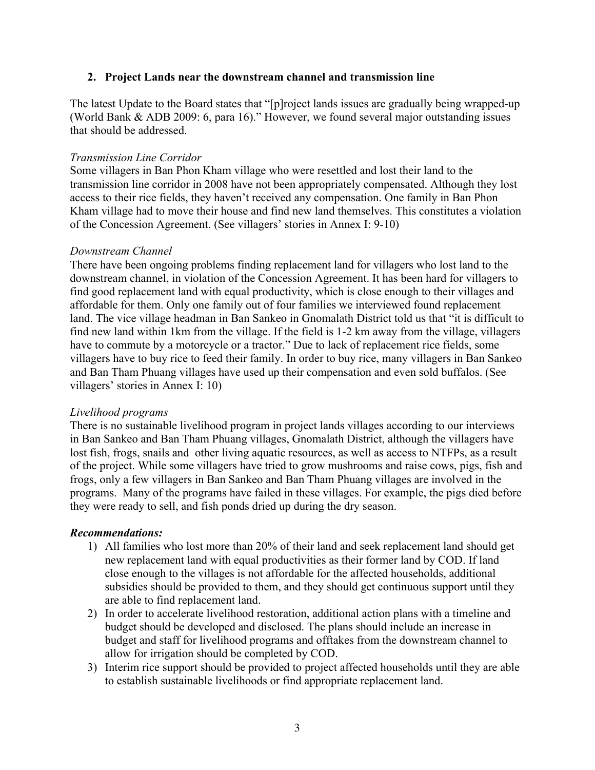## 2. Project Lands near the downstream channel and transmission line

The latest Update to the Board states that "[p]roject lands issues are gradually being wrapped-up (World Bank & ADB 2009: 6, para 16)." However, we found several major outstanding issues that should be addressed.

*Transmission Line Corridor*

Some villagers in Ban Phon Kham village who were resettled and lost their land to the transmission line corridor in 2008 have not been appropriately compensated. Although they lost access to their rice fields, they haven't received any compensation. One family in Ban Phon Kham village had to move their house and find new land themselves. This constitutes a violation of the Concession Agreement. (See villagers' stories in Annex I: 9-10)

*Downstream Channel*

There have been ongoing problems finding replacement land for villagers who lost land to the downstream channel, in violation of the Concession Agreement. It has been hard for villagers to find good replacement land with equal productivity, which is close enough to their villages and affordable for them. Only one family out of four families we interviewed found replacement land. The vice village headman in Ban Sankeo in Gnomalath District told us that "it is difficult to find new land within 1km from the village. If the field is 1-2 km away from the village, villagers have to commute by a motorcycle or a tractor." Due to lack of replacement rice fields, some villagers have to buy rice to feed their family. In order to buy rice, many villagers in Ban Sankeo and Ban Tham Phuang villages have used up their compensation and even sold buffalos. (See villagers' stories in Annex I: 10)

*Livelihood programs*

There is no sustainable livelihood program in project lands villages according to our interviews in Ban Sankeo and Ban Tham Phuang villages, Gnomalath District, although the villagers have lost fish, frogs, snails and other living aquatic resources, as well as access to NTFPs, as a result of the project. While some villagers have tried to grow mushrooms and raise cows, pigs, fish and frogs, only a few villagers in Ban Sankeo and Ban Tham Phuang villages are involved in the programs. Many of the programs have failed in these villages. For example, the pigs died before they were ready to sell, and fish ponds dried up during the dry season.

***Recommendations:***

1) All families who lost more than 20% of their land and seek replacement land should get new replacement land with equal productivities as their former land by COD. If land close enough to the villages is not affordable for the affected households, additional subsidies should be provided to them, and they should get continuous support until they are able to find replacement land.
2) In order to accelerate livelihood restoration, additional action plans with a timeline and budget should be developed and disclosed. The plans should include an increase in budget and staff for livelihood programs and offtakes from the downstream channel to allow for irrigation should be completed by COD.
3) Interim rice support should be provided to project affected households until they are able to establish sustainable livelihoods or find appropriate replacement land.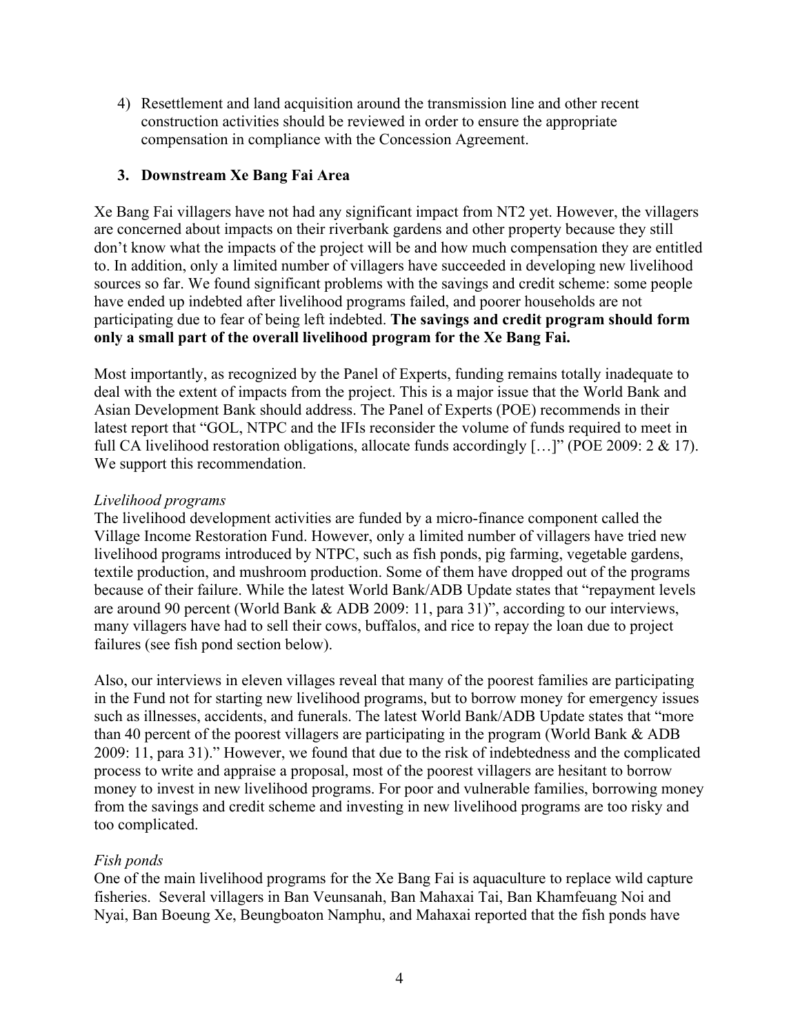4) Resettlement and land acquisition around the transmission line and other recent construction activities should be reviewed in order to ensure the appropriate compensation in compliance with the Concession Agreement.

### 3. Downstream Xe Bang Fai Area

Xe Bang Fai villagers have not had any significant impact from NT2 yet. However, the villagers are concerned about impacts on their riverbank gardens and other property because they still don't know what the impacts of the project will be and how much compensation they are entitled to. In addition, only a limited number of villagers have succeeded in developing new livelihood sources so far. We found significant problems with the savings and credit scheme: some people have ended up indebted after livelihood programs failed, and poorer households are not participating due to fear of being left indebted. **The savings and credit program should form only a small part of the overall livelihood program for the Xe Bang Fai.**

Most importantly, as recognized by the Panel of Experts, funding remains totally inadequate to deal with the extent of impacts from the project. This is a major issue that the World Bank and Asian Development Bank should address. The Panel of Experts (POE) recommends in their latest report that "GOL, NTPC and the IFIs reconsider the volume of funds required to meet in full CA livelihood restoration obligations, allocate funds accordingly […]" (POE 2009: 2 & 17). We support this recommendation.

*Livelihood programs*

The livelihood development activities are funded by a micro-finance component called the Village Income Restoration Fund. However, only a limited number of villagers have tried new livelihood programs introduced by NTPC, such as fish ponds, pig farming, vegetable gardens, textile production, and mushroom production. Some of them have dropped out of the programs because of their failure. While the latest World Bank/ADB Update states that "repayment levels are around 90 percent (World Bank & ADB 2009: 11, para 31)", according to our interviews, many villagers have had to sell their cows, buffalos, and rice to repay the loan due to project failures (see fish pond section below).

Also, our interviews in eleven villages reveal that many of the poorest families are participating in the Fund not for starting new livelihood programs, but to borrow money for emergency issues such as illnesses, accidents, and funerals. The latest World Bank/ADB Update states that "more than 40 percent of the poorest villagers are participating in the program (World Bank & ADB 2009: 11, para 31)." However, we found that due to the risk of indebtedness and the complicated process to write and appraise a proposal, most of the poorest villagers are hesitant to borrow money to invest in new livelihood programs. For poor and vulnerable families, borrowing money from the savings and credit scheme and investing in new livelihood programs are too risky and too complicated.

*Fish ponds*

One of the main livelihood programs for the Xe Bang Fai is aquaculture to replace wild capture fisheries. Several villagers in Ban Veunsanah, Ban Mahaxai Tai, Ban Khamfeuang Noi and Nyai, Ban Boeung Xe, Beungboaton Namphu, and Mahaxai reported that the fish ponds have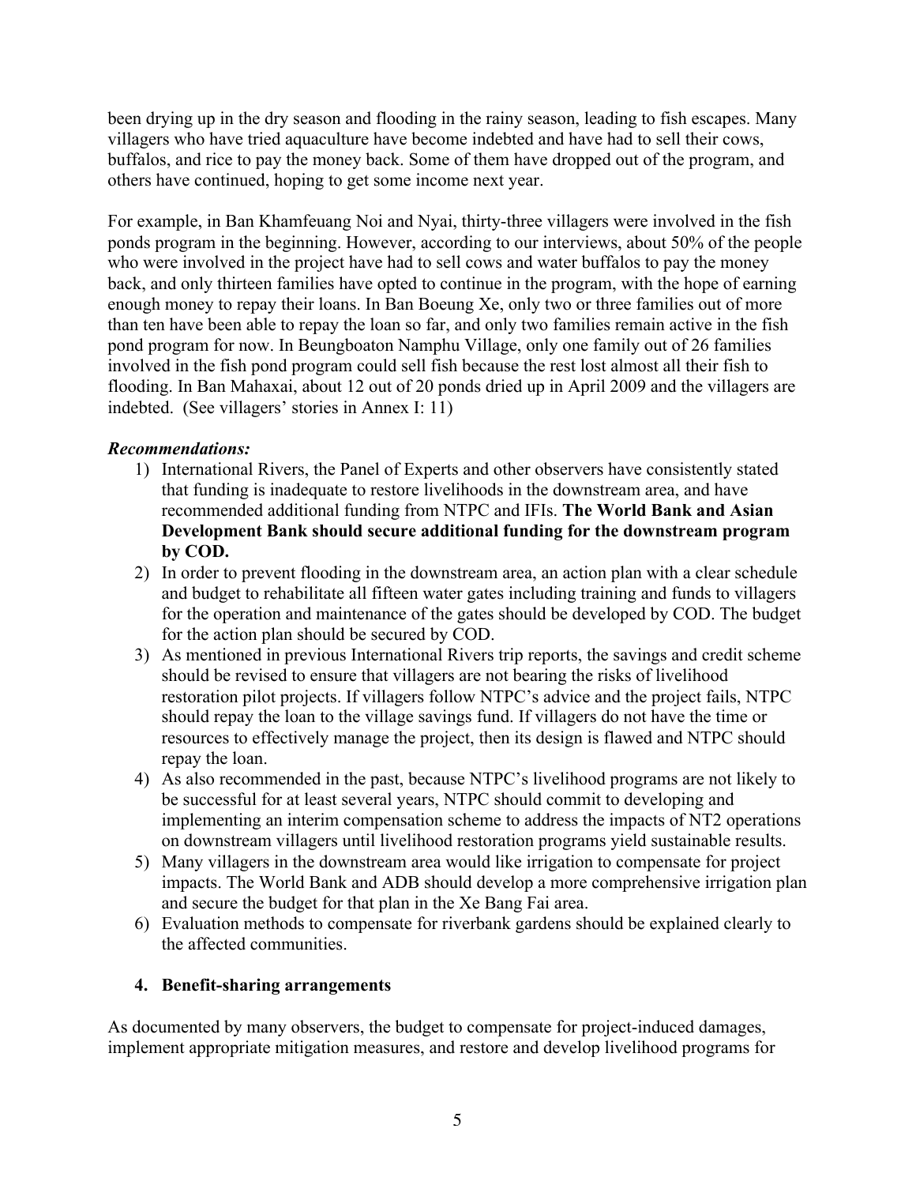been drying up in the dry season and flooding in the rainy season, leading to fish escapes. Many villagers who have tried aquaculture have become indebted and have had to sell their cows, buffalos, and rice to pay the money back. Some of them have dropped out of the program, and others have continued, hoping to get some income next year.

For example, in Ban Khamfeuang Noi and Nyai, thirty-three villagers were involved in the fish ponds program in the beginning. However, according to our interviews, about 50% of the people who were involved in the project have had to sell cows and water buffalos to pay the money back, and only thirteen families have opted to continue in the program, with the hope of earning enough money to repay their loans. In Ban Boeung Xe, only two or three families out of more than ten have been able to repay the loan so far, and only two families remain active in the fish pond program for now. In Beungboaton Namphu Village, only one family out of 26 families involved in the fish pond program could sell fish because the rest lost almost all their fish to flooding. In Ban Mahaxai, about 12 out of 20 ponds dried up in April 2009 and the villagers are indebted. (See villagers' stories in Annex I: 11)

***Recommendations:***

1) International Rivers, the Panel of Experts and other observers have consistently stated that funding is inadequate to restore livelihoods in the downstream area, and have recommended additional funding from NTPC and IFIs. **The World Bank and Asian Development Bank should secure additional funding for the downstream program by COD.**
2) In order to prevent flooding in the downstream area, an action plan with a clear schedule and budget to rehabilitate all fifteen water gates including training and funds to villagers for the operation and maintenance of the gates should be developed by COD. The budget for the action plan should be secured by COD.
3) As mentioned in previous International Rivers trip reports, the savings and credit scheme should be revised to ensure that villagers are not bearing the risks of livelihood restoration pilot projects. If villagers follow NTPC's advice and the project fails, NTPC should repay the loan to the village savings fund. If villagers do not have the time or resources to effectively manage the project, then its design is flawed and NTPC should repay the loan.
4) As also recommended in the past, because NTPC's livelihood programs are not likely to be successful for at least several years, NTPC should commit to developing and implementing an interim compensation scheme to address the impacts of NT2 operations on downstream villagers until livelihood restoration programs yield sustainable results.
5) Many villagers in the downstream area would like irrigation to compensate for project impacts. The World Bank and ADB should develop a more comprehensive irrigation plan and secure the budget for that plan in the Xe Bang Fai area.
6) Evaluation methods to compensate for riverbank gardens should be explained clearly to the affected communities.

## 4. Benefit-sharing arrangements

As documented by many observers, the budget to compensate for project-induced damages, implement appropriate mitigation measures, and restore and develop livelihood programs for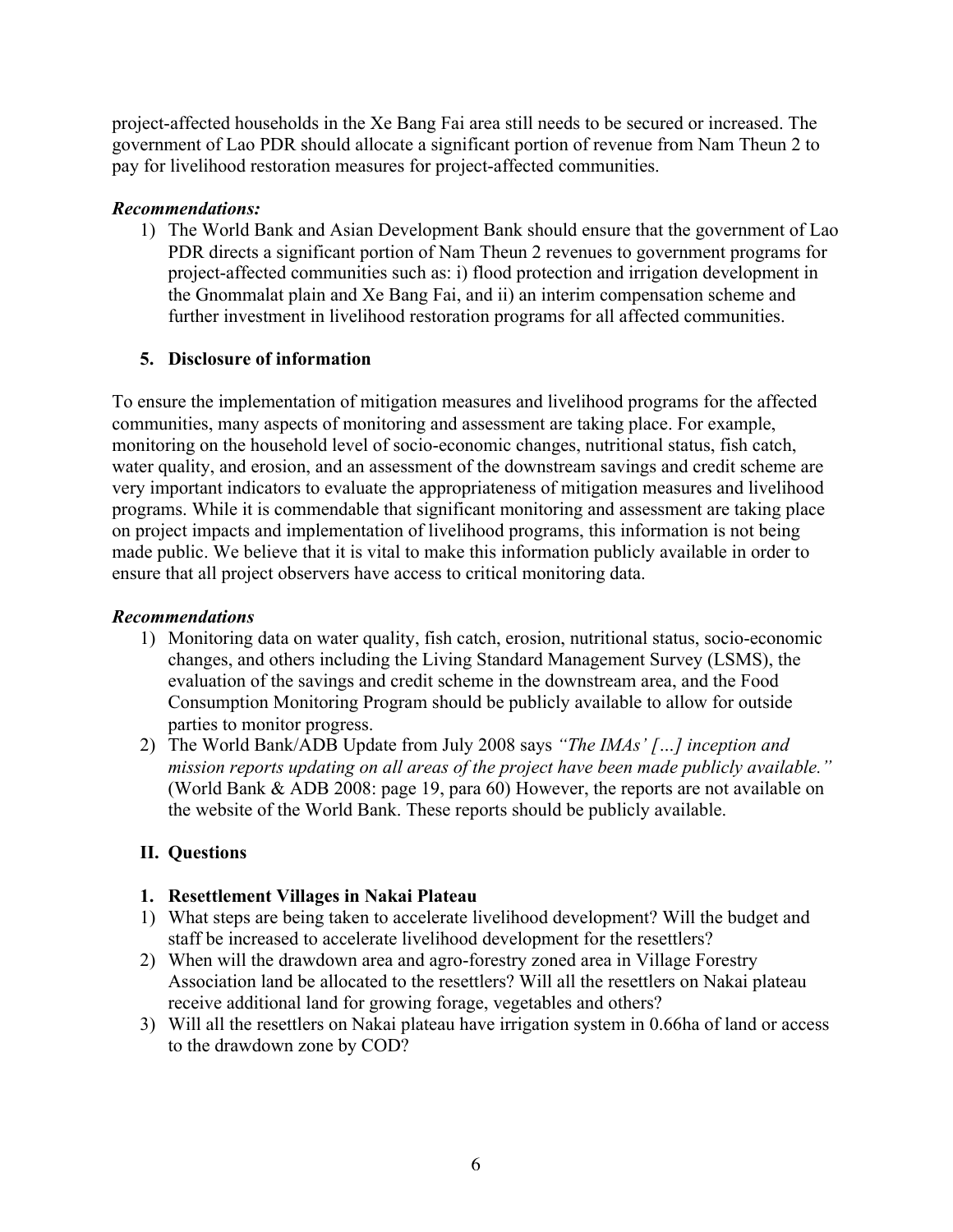project-affected households in the Xe Bang Fai area still needs to be secured or increased. The government of Lao PDR should allocate a significant portion of revenue from Nam Theun 2 to pay for livelihood restoration measures for project-affected communities.

***Recommendations:***

1) The World Bank and Asian Development Bank should ensure that the government of Lao PDR directs a significant portion of Nam Theun 2 revenues to government programs for project-affected communities such as: i) flood protection and irrigation development in the Gnommalat plain and Xe Bang Fai, and ii) an interim compensation scheme and further investment in livelihood restoration programs for all affected communities.

### 5. Disclosure of information

To ensure the implementation of mitigation measures and livelihood programs for the affected communities, many aspects of monitoring and assessment are taking place. For example, monitoring on the household level of socio-economic changes, nutritional status, fish catch, water quality, and erosion, and an assessment of the downstream savings and credit scheme are very important indicators to evaluate the appropriateness of mitigation measures and livelihood programs. While it is commendable that significant monitoring and assessment are taking place on project impacts and implementation of livelihood programs, this information is not being made public. We believe that it is vital to make this information publicly available in order to ensure that all project observers have access to critical monitoring data.

***Recommendations***

1) Monitoring data on water quality, fish catch, erosion, nutritional status, socio-economic changes, and others including the Living Standard Management Survey (LSMS), the evaluation of the savings and credit scheme in the downstream area, and the Food Consumption Monitoring Program should be publicly available to allow for outside parties to monitor progress.
2) The World Bank/ADB Update from July 2008 says *"The IMAs' […] inception and mission reports updating on all areas of the project have been made publicly available."* (World Bank & ADB 2008: page 19, para 60) However, the reports are not available on the website of the World Bank. These reports should be publicly available.

## II. Questions

### 1. Resettlement Villages in Nakai Plateau

1) What steps are being taken to accelerate livelihood development? Will the budget and staff be increased to accelerate livelihood development for the resettlers?
2) When will the drawdown area and agro-forestry zoned area in Village Forestry Association land be allocated to the resettlers? Will all the resettlers on Nakai plateau receive additional land for growing forage, vegetables and others?
3) Will all the resettlers on Nakai plateau have irrigation system in 0.66ha of land or access to the drawdown zone by COD?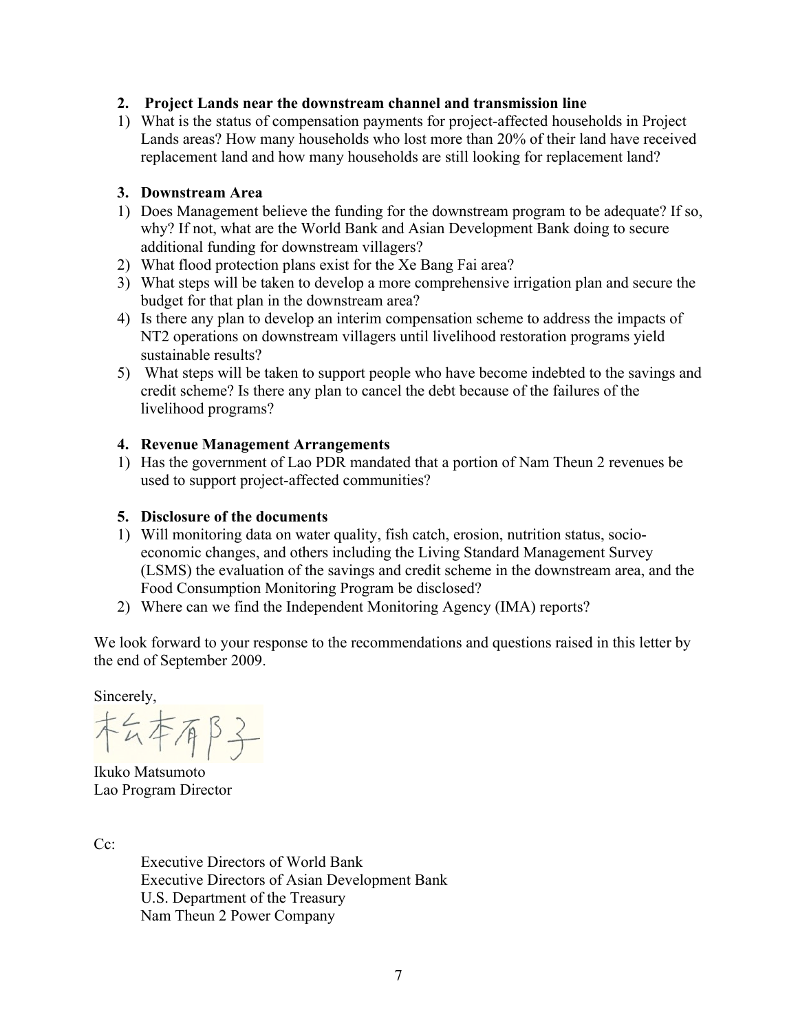**2. Project Lands near the downstream channel and transmission line**

1) What is the status of compensation payments for project-affected households in Project Lands areas? How many households who lost more than 20% of their land have received replacement land and how many households are still looking for replacement land?

**3. Downstream Area**

1) Does Management believe the funding for the downstream program to be adequate? If so, why? If not, what are the World Bank and Asian Development Bank doing to secure additional funding for downstream villagers?
2) What flood protection plans exist for the Xe Bang Fai area?
3) What steps will be taken to develop a more comprehensive irrigation plan and secure the budget for that plan in the downstream area?
4) Is there any plan to develop an interim compensation scheme to address the impacts of NT2 operations on downstream villagers until livelihood restoration programs yield sustainable results?
5) What steps will be taken to support people who have become indebted to the savings and credit scheme? Is there any plan to cancel the debt because of the failures of the livelihood programs?

**4. Revenue Management Arrangements**

1) Has the government of Lao PDR mandated that a portion of Nam Theun 2 revenues be used to support project-affected communities?

**5. Disclosure of the documents**

1) Will monitoring data on water quality, fish catch, erosion, nutrition status, socio-economic changes, and others including the Living Standard Management Survey (LSMS) the evaluation of the savings and credit scheme in the downstream area, and the Food Consumption Monitoring Program be disclosed?
2) Where can we find the Independent Monitoring Agency (IMA) reports?

We look forward to your response to the recommendations and questions raised in this letter by the end of September 2009.

Sincerely,

松本郁子

Ikuko Matsumoto
Lao Program Director

Cc:

Executive Directors of World Bank
Executive Directors of Asian Development Bank
U.S. Department of the Treasury
Nam Theun 2 Power Company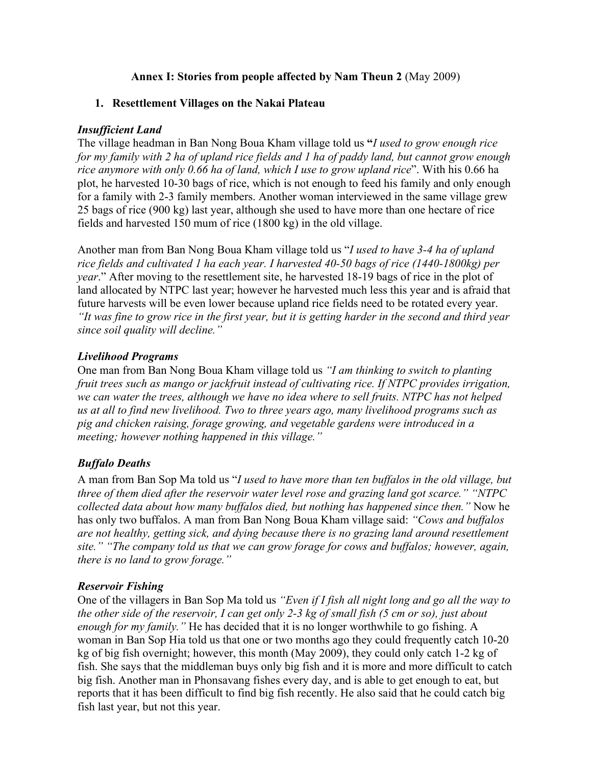**Annex I: Stories from people affected by Nam Theun 2** (May 2009)

## 1. Resettlement Villages on the Nakai Plateau

### *Insufficient Land*

The village headman in Ban Nong Boua Kham village told us **"***I used to grow enough rice for my family with 2 ha of upland rice fields and 1 ha of paddy land, but cannot grow enough rice anymore with only 0.66 ha of land, which I use to grow upland rice*". With his 0.66 ha plot, he harvested 10-30 bags of rice, which is not enough to feed his family and only enough for a family with 2-3 family members. Another woman interviewed in the same village grew 25 bags of rice (900 kg) last year, although she used to have more than one hectare of rice fields and harvested 150 mum of rice (1800 kg) in the old village.

Another man from Ban Nong Boua Kham village told us "*I used to have 3-4 ha of upland rice fields and cultivated 1 ha each year. I harvested 40-50 bags of rice (1440-1800kg) per year*." After moving to the resettlement site, he harvested 18-19 bags of rice in the plot of land allocated by NTPC last year; however he harvested much less this year and is afraid that future harvests will be even lower because upland rice fields need to be rotated every year. *"It was fine to grow rice in the first year, but it is getting harder in the second and third year since soil quality will decline."*

### *Livelihood Programs*

One man from Ban Nong Boua Kham village told us *"I am thinking to switch to planting fruit trees such as mango or jackfruit instead of cultivating rice. If NTPC provides irrigation, we can water the trees, although we have no idea where to sell fruits. NTPC has not helped us at all to find new livelihood. Two to three years ago, many livelihood programs such as pig and chicken raising, forage growing, and vegetable gardens were introduced in a meeting; however nothing happened in this village."*

### *Buffalo Deaths*

A man from Ban Sop Ma told us "*I used to have more than ten buffalos in the old village, but three of them died after the reservoir water level rose and grazing land got scarce." "NTPC collected data about how many buffalos died, but nothing has happened since then."* Now he has only two buffalos. A man from Ban Nong Boua Kham village said: *"Cows and buffalos are not healthy, getting sick, and dying because there is no grazing land around resettlement site." "The company told us that we can grow forage for cows and buffalos; however, again, there is no land to grow forage."*

### *Reservoir Fishing*

One of the villagers in Ban Sop Ma told us *"Even if I fish all night long and go all the way to the other side of the reservoir, I can get only 2-3 kg of small fish (5 cm or so), just about enough for my family."* He has decided that it is no longer worthwhile to go fishing. A woman in Ban Sop Hia told us that one or two months ago they could frequently catch 10-20 kg of big fish overnight; however, this month (May 2009), they could only catch 1-2 kg of fish. She says that the middleman buys only big fish and it is more and more difficult to catch big fish. Another man in Phonsavang fishes every day, and is able to get enough to eat, but reports that it has been difficult to find big fish recently. He also said that he could catch big fish last year, but not this year.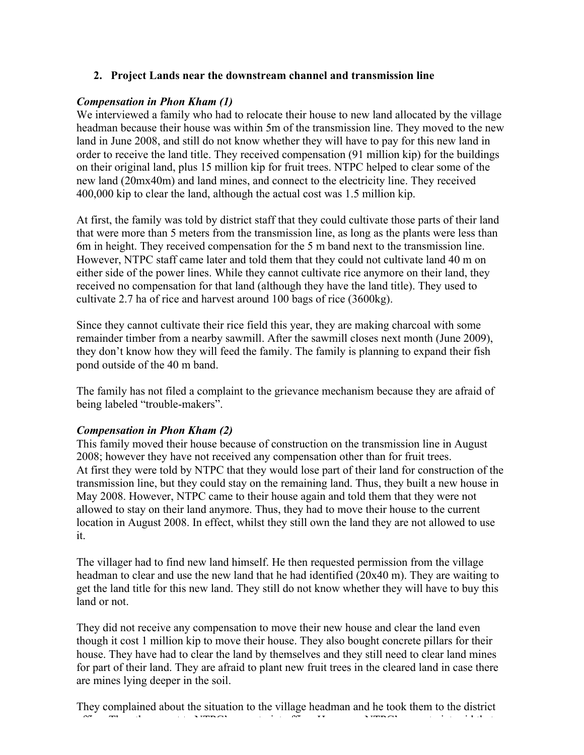## 2. Project Lands near the downstream channel and transmission line

### *Compensation in Phon Kham (1)*

We interviewed a family who had to relocate their house to new land allocated by the village headman because their house was within 5m of the transmission line. They moved to the new land in June 2008, and still do not know whether they will have to pay for this new land in order to receive the land title. They received compensation (91 million kip) for the buildings on their original land, plus 15 million kip for fruit trees. NTPC helped to clear some of the new land (20mx40m) and land mines, and connect to the electricity line. They received 400,000 kip to clear the land, although the actual cost was 1.5 million kip.

At first, the family was told by district staff that they could cultivate those parts of their land that were more than 5 meters from the transmission line, as long as the plants were less than 6m in height. They received compensation for the 5 m band next to the transmission line. However, NTPC staff came later and told them that they could not cultivate land 40 m on either side of the power lines. While they cannot cultivate rice anymore on their land, they received no compensation for that land (although they have the land title). They used to cultivate 2.7 ha of rice and harvest around 100 bags of rice (3600kg).

Since they cannot cultivate their rice field this year, they are making charcoal with some remainder timber from a nearby sawmill. After the sawmill closes next month (June 2009), they don't know how they will feed the family. The family is planning to expand their fish pond outside of the 40 m band.

The family has not filed a complaint to the grievance mechanism because they are afraid of being labeled "trouble-makers".

### *Compensation in Phon Kham (2)*

This family moved their house because of construction on the transmission line in August 2008; however they have not received any compensation other than for fruit trees.
At first they were told by NTPC that they would lose part of their land for construction of the transmission line, but they could stay on the remaining land. Thus, they built a new house in May 2008. However, NTPC came to their house again and told them that they were not allowed to stay on their land anymore. Thus, they had to move their house to the current location in August 2008. In effect, whilst they still own the land they are not allowed to use it.

The villager had to find new land himself. He then requested permission from the village headman to clear and use the new land that he had identified (20x40 m). They are waiting to get the land title for this new land. They still do not know whether they will have to buy this land or not.

They did not receive any compensation to move their new house and clear the land even though it cost 1 million kip to move their house. They also bought concrete pillars for their house. They have had to clear the land by themselves and they still need to clear land mines for part of their land. They are afraid to plant new fruit trees in the cleared land in case there are mines lying deeper in the soil.

They complained about the situation to the village headman and he took them to the district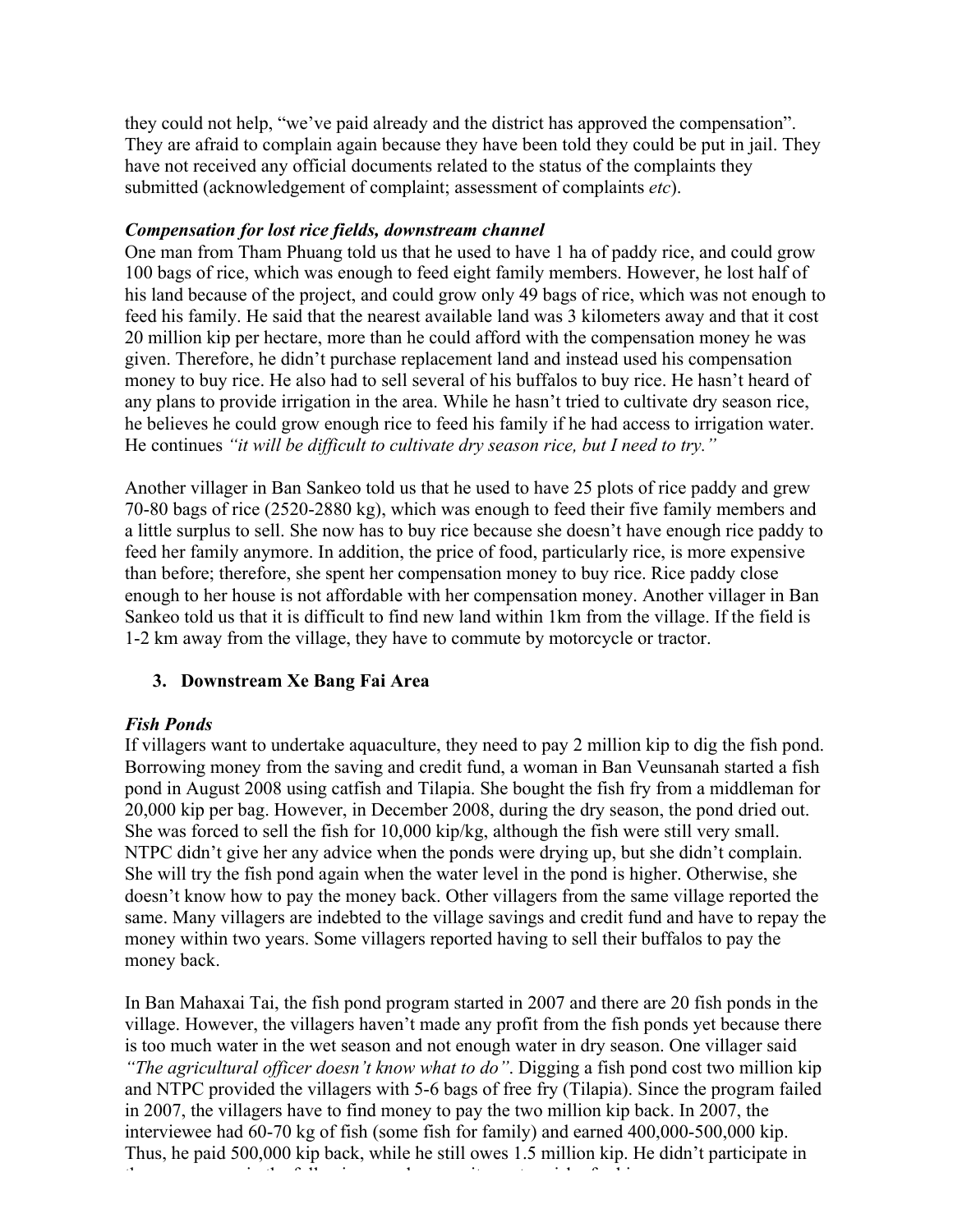they could not help, "we've paid already and the district has approved the compensation". They are afraid to complain again because they have been told they could be put in jail. They have not received any official documents related to the status of the complaints they submitted (acknowledgement of complaint; assessment of complaints *etc*).

***Compensation for lost rice fields, downstream channel***

One man from Tham Phuang told us that he used to have 1 ha of paddy rice, and could grow 100 bags of rice, which was enough to feed eight family members. However, he lost half of his land because of the project, and could grow only 49 bags of rice, which was not enough to feed his family. He said that the nearest available land was 3 kilometers away and that it cost 20 million kip per hectare, more than he could afford with the compensation money he was given. Therefore, he didn't purchase replacement land and instead used his compensation money to buy rice. He also had to sell several of his buffalos to buy rice. He hasn't heard of any plans to provide irrigation in the area. While he hasn't tried to cultivate dry season rice, he believes he could grow enough rice to feed his family if he had access to irrigation water. He continues *"it will be difficult to cultivate dry season rice, but I need to try."*

Another villager in Ban Sankeo told us that he used to have 25 plots of rice paddy and grew 70-80 bags of rice (2520-2880 kg), which was enough to feed their five family members and a little surplus to sell. She now has to buy rice because she doesn't have enough rice paddy to feed her family anymore. In addition, the price of food, particularly rice, is more expensive than before; therefore, she spent her compensation money to buy rice. Rice paddy close enough to her house is not affordable with her compensation money. Another villager in Ban Sankeo told us that it is difficult to find new land within 1km from the village. If the field is 1-2 km away from the village, they have to commute by motorcycle or tractor.

### 3. Downstream Xe Bang Fai Area

***Fish Ponds***

If villagers want to undertake aquaculture, they need to pay 2 million kip to dig the fish pond. Borrowing money from the saving and credit fund, a woman in Ban Veunsanah started a fish pond in August 2008 using catfish and Tilapia. She bought the fish fry from a middleman for 20,000 kip per bag. However, in December 2008, during the dry season, the pond dried out. She was forced to sell the fish for 10,000 kip/kg, although the fish were still very small. NTPC didn't give her any advice when the ponds were drying up, but she didn't complain. She will try the fish pond again when the water level in the pond is higher. Otherwise, she doesn't know how to pay the money back. Other villagers from the same village reported the same. Many villagers are indebted to the village savings and credit fund and have to repay the money within two years. Some villagers reported having to sell their buffalos to pay the money back.

In Ban Mahaxai Tai, the fish pond program started in 2007 and there are 20 fish ponds in the village. However, the villagers haven't made any profit from the fish ponds yet because there is too much water in the wet season and not enough water in dry season. One villager said *"The agricultural officer doesn't know what to do"*. Digging a fish pond cost two million kip and NTPC provided the villagers with 5-6 bags of free fry (Tilapia). Since the program failed in 2007, the villagers have to find money to pay the two million kip back. In 2007, the interviewee had 60-70 kg of fish (some fish for family) and earned 400,000-500,000 kip. Thus, he paid 500,000 kip back, while he still owes 1.5 million kip. He didn't participate in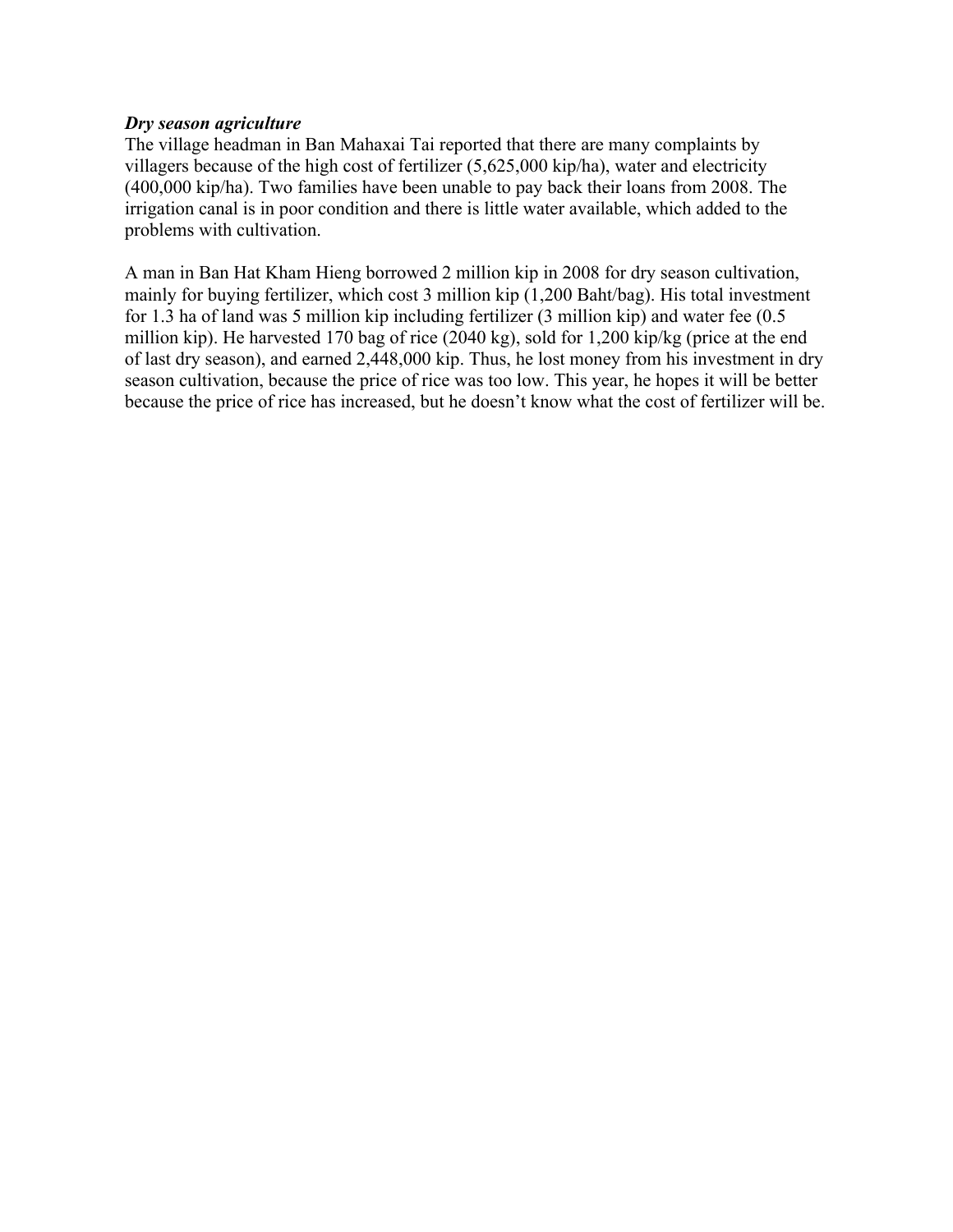***Dry season agriculture***

The village headman in Ban Mahaxai Tai reported that there are many complaints by villagers because of the high cost of fertilizer (5,625,000 kip/ha), water and electricity (400,000 kip/ha). Two families have been unable to pay back their loans from 2008. The irrigation canal is in poor condition and there is little water available, which added to the problems with cultivation.

A man in Ban Hat Kham Hieng borrowed 2 million kip in 2008 for dry season cultivation, mainly for buying fertilizer, which cost 3 million kip (1,200 Baht/bag). His total investment for 1.3 ha of land was 5 million kip including fertilizer (3 million kip) and water fee (0.5 million kip). He harvested 170 bag of rice (2040 kg), sold for 1,200 kip/kg (price at the end of last dry season), and earned 2,448,000 kip. Thus, he lost money from his investment in dry season cultivation, because the price of rice was too low. This year, he hopes it will be better because the price of rice has increased, but he doesn't know what the cost of fertilizer will be.